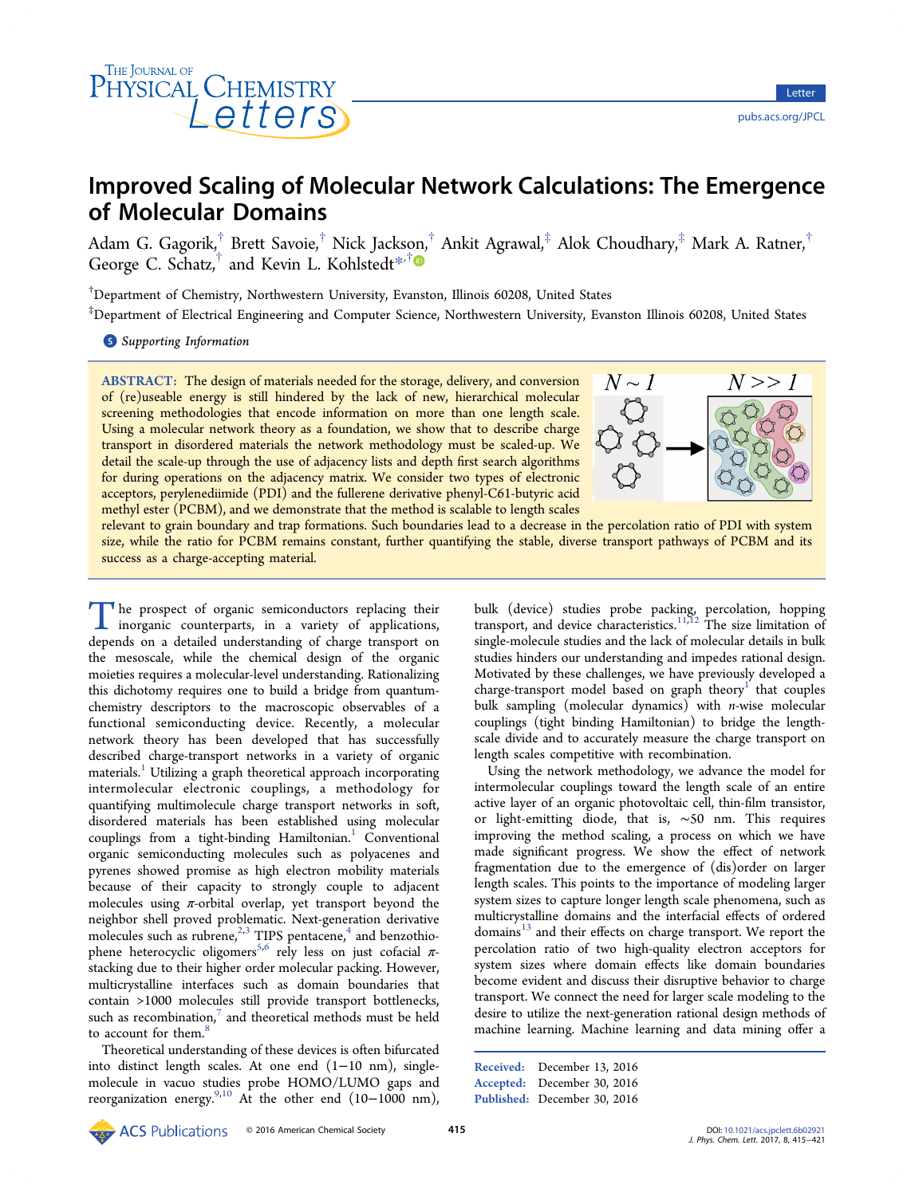# Improved Scaling of Molecular Network Calculations: The Emergence of Molecular Domains

Adam G. Gagorik,[†] Brett Savoie,[†] Nick Jackson,[†] Ankit Agrawal,[‡] Alok Choudhary,[‡] Mark A. Ratner,[†] George C. Schatz,[†] and Kevin L. Kohlstedt*[,†]

[†]Department of Chemistry, Northwestern University, Evanston, Illinois 60208, United States

[‡]Department of Electrical Engineering and Computer Science, Northwestern University, Evanston Illinois 60208, United States

*Supporting Information*

**ABSTRACT:** The design of materials needed for the storage, delivery, and conversion of (re)useable energy is still hindered by the lack of new, hierarchical molecular screening methodologies that encode information on more than one length scale. Using a molecular network theory as a foundation, we show that to describe charge transport in disordered materials the network methodology must be scaled-up. We detail the scale-up through the use of adjacency lists and depth first search algorithms for during operations on the adjacency matrix. We consider two types of electronic acceptors, perylenediimide (PDI) and the fullerene derivative phenyl-C61-butyric acid methyl ester (PCBM), and we demonstrate that the method is scalable to length scales relevant to grain boundary and trap formations. Such boundaries lead to a decrease in the percolation ratio of PDI with system size, while the ratio for PCBM remains constant, further quantifying the stable, diverse transport pathways of PCBM and its success as a charge-accepting material.

The prospect of organic semiconductors replacing their inorganic counterparts, in a variety of applications, depends on a detailed understanding of charge transport on the mesoscale, while the chemical design of the organic moieties requires a molecular-level understanding. Rationalizing this dichotomy requires one to build a bridge from quantum-chemistry descriptors to the macroscopic observables of a functional semiconducting device. Recently, a molecular network theory has been developed that has successfully described charge-transport networks in a variety of organic materials.[1] Utilizing a graph theoretical approach incorporating intermolecular electronic couplings, a methodology for quantifying multimolecule charge transport networks in soft, disordered materials has been established using molecular couplings from a tight-binding Hamiltonian.[1] Conventional organic semiconducting molecules such as polyacenes and pyrenes showed promise as high electron mobility materials because of their capacity to strongly couple to adjacent molecules using $\pi$-orbital overlap, yet transport beyond the neighbor shell proved problematic. Next-generation derivative molecules such as rubrene,[2,3] TIPS pentacene,[4] and benzothiophene heterocyclic oligomers[5,6] rely less on just cofacial $\pi$-stacking due to their higher order molecular packing. However, multicrystalline interfaces such as domain boundaries that contain >1000 molecules still provide transport bottlenecks, such as recombination,[7] and theoretical methods must be held to account for them.[8]

Theoretical understanding of these devices is often bifurcated into distinct length scales. At one end (1−10 nm), single-molecule in vacuo studies probe HOMO/LUMO gaps and reorganization energy.[9,10] At the other end (10−1000 nm), bulk (device) studies probe packing, percolation, hopping transport, and device characteristics.[11,12] The size limitation of single-molecule studies and the lack of molecular details in bulk studies hinders our understanding and impedes rational design. Motivated by these challenges, we have previously developed a charge-transport model based on graph theory[1] that couples bulk sampling (molecular dynamics) with $n$-wise molecular couplings (tight binding Hamiltonian) to bridge the length-scale divide and to accurately measure the charge transport on length scales competitive with recombination.

Using the network methodology, we advance the model for intermolecular couplings toward the length scale of an entire active layer of an organic photovoltaic cell, thin-film transistor, or light-emitting diode, that is, ~50 nm. This requires improving the method scaling, a process on which we have made significant progress. We show the effect of network fragmentation due to the emergence of (dis)order on larger length scales. This points to the importance of modeling larger system sizes to capture longer length scale phenomena, such as multicrystalline domains and the interfacial effects of ordered domains[13] and their effects on charge transport. We report the percolation ratio of two high-quality electron acceptors for system sizes where domain effects like domain boundaries become evident and discuss their disruptive behavior to charge transport. We connect the need for larger scale modeling to the desire to utilize the next-generation rational design methods of machine learning. Machine learning and data mining offer a

Received: December 13, 2016
Accepted: December 30, 2016
Published: December 30, 2016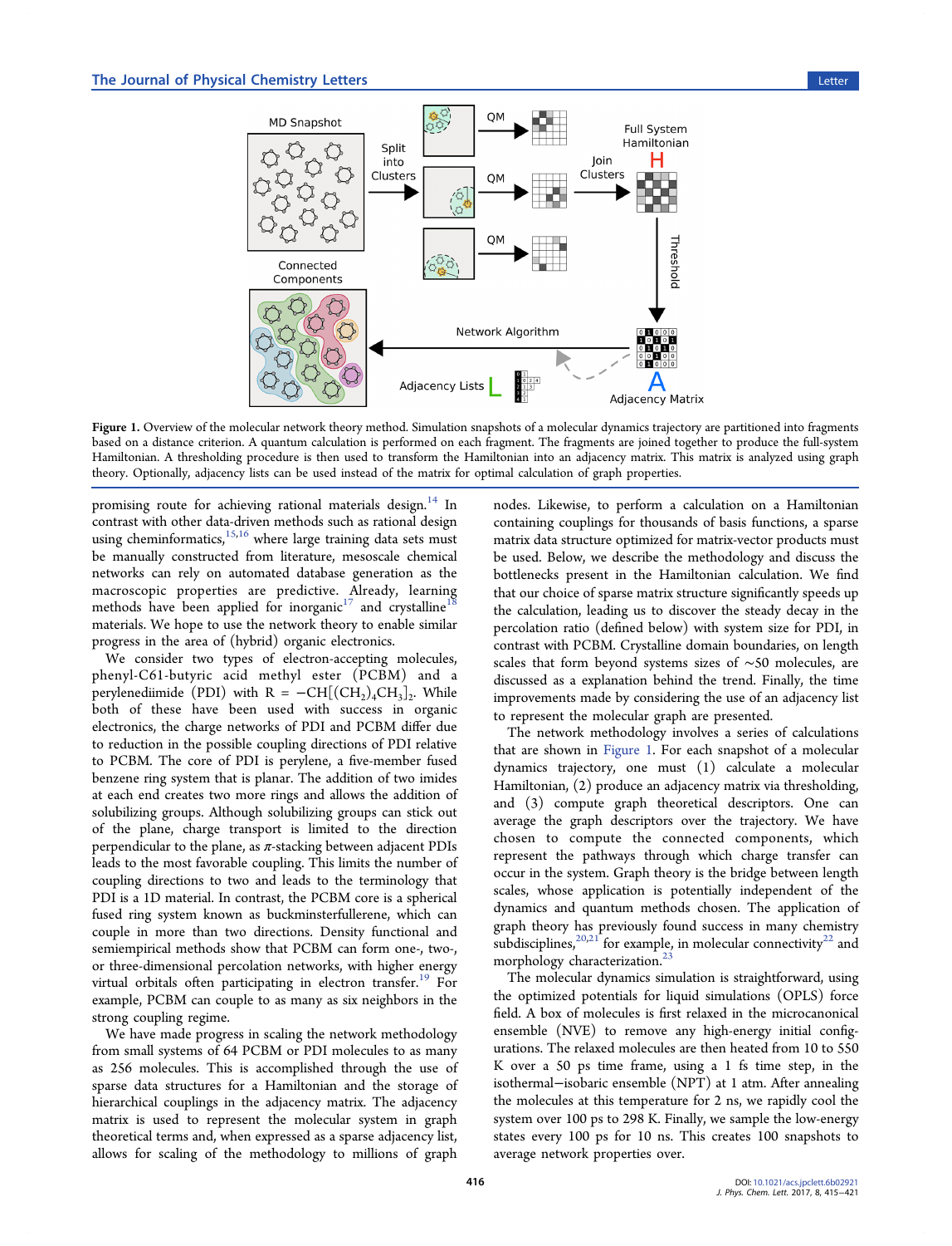MD Snapshot

Split into Clusters

QM

QM

QM

Full System Hamiltonian

Join Clusters

H

Threshold

Connected Components

Network Algorithm

Adjacency Lists L

A

Adjacency Matrix

**Figure 1.** Overview of the molecular network theory method. Simulation snapshots of a molecular dynamics trajectory are partitioned into fragments based on a distance criterion. A quantum calculation is performed on each fragment. The fragments are joined together to produce the full-system Hamiltonian. A thresholding procedure is then used to transform the Hamiltonian into an adjacency matrix. This matrix is analyzed using graph theory. Optionally, adjacency lists can be used instead of the matrix for optimal calculation of graph properties.

promising route for achieving rational materials design.[14] In contrast with other data-driven methods such as rational design using cheminformatics,[15,16] where large training data sets must be manually constructed from literature, mesoscale chemical networks can rely on automated database generation as the macroscopic properties are predictive. Already, learning methods have been applied for inorganic[17] and crystalline[18] materials. We hope to use the network theory to enable similar progress in the area of (hybrid) organic electronics.

We consider two types of electron-accepting molecules, phenyl-C61-butyric acid methyl ester (PCBM) and a perylenediimide (PDI) with R = $-CH[(CH_2)_4CH_3]_2$. While both of these have been used with success in organic electronics, the charge networks of PDI and PCBM differ due to reduction in the possible coupling directions of PDI relative to PCBM. The core of PDI is perylene, a five-member fused benzene ring system that is planar. The addition of two imides at each end creates two more rings and allows the addition of solubilizing groups. Although solubilizing groups can stick out of the plane, charge transport is limited to the direction perpendicular to the plane, as $\pi$-stacking between adjacent PDIs leads to the most favorable coupling. This limits the number of coupling directions to two and leads to the terminology that PDI is a 1D material. In contrast, the PCBM core is a spherical fused ring system known as buckminsterfullerene, which can couple in more than two directions. Density functional and semiempirical methods show that PCBM can form one-, two-, or three-dimensional percolation networks, with higher energy virtual orbitals often participating in electron transfer.[19] For example, PCBM can couple to as many as six neighbors in the strong coupling regime.

We have made progress in scaling the network methodology from small systems of 64 PCBM or PDI molecules to as many as 256 molecules. This is accomplished through the use of sparse data structures for a Hamiltonian and the storage of hierarchical couplings in the adjacency matrix. The adjacency matrix is used to represent the molecular system in graph theoretical terms and, when expressed as a sparse adjacency list, allows for scaling of the methodology to millions of graph nodes. Likewise, to perform a calculation on a Hamiltonian containing couplings for thousands of basis functions, a sparse matrix data structure optimized for matrix-vector products must be used. Below, we describe the methodology and discuss the bottlenecks present in the Hamiltonian calculation. We find that our choice of sparse matrix structure significantly speeds up the calculation, leading us to discover the steady decay in the percolation ratio (defined below) with system size for PDI, in contrast with PCBM. Crystalline domain boundaries, on length scales that form beyond systems sizes of ~50 molecules, are discussed as a explanation behind the trend. Finally, the time improvements made by considering the use of an adjacency list to represent the molecular graph are presented.

The network methodology involves a series of calculations that are shown in Figure 1. For each snapshot of a molecular dynamics trajectory, one must (1) calculate a molecular Hamiltonian, (2) produce an adjacency matrix via thresholding, and (3) compute graph theoretical descriptors. One can average the graph descriptors over the trajectory. We have chosen to compute the connected components, which represent the pathways through which charge transfer can occur in the system. Graph theory is the bridge between length scales, whose application is potentially independent of the dynamics and quantum methods chosen. The application of graph theory has previously found success in many chemistry subdisciplines,[20,21] for example, in molecular connectivity[22] and morphology characterization.[23]

The molecular dynamics simulation is straightforward, using the optimized potentials for liquid simulations (OPLS) force field. A box of molecules is first relaxed in the microcanonical ensemble (NVE) to remove any high-energy initial configurations. The relaxed molecules are then heated from 10 to 550 K over a 50 ps time frame, using a 1 fs time step, in the isothermal−isobaric ensemble (NPT) at 1 atm. After annealing the molecules at this temperature for 2 ns, we rapidly cool the system over 100 ps to 298 K. Finally, we sample the low-energy states every 100 ps for 10 ns. This creates 100 snapshots to average network properties over.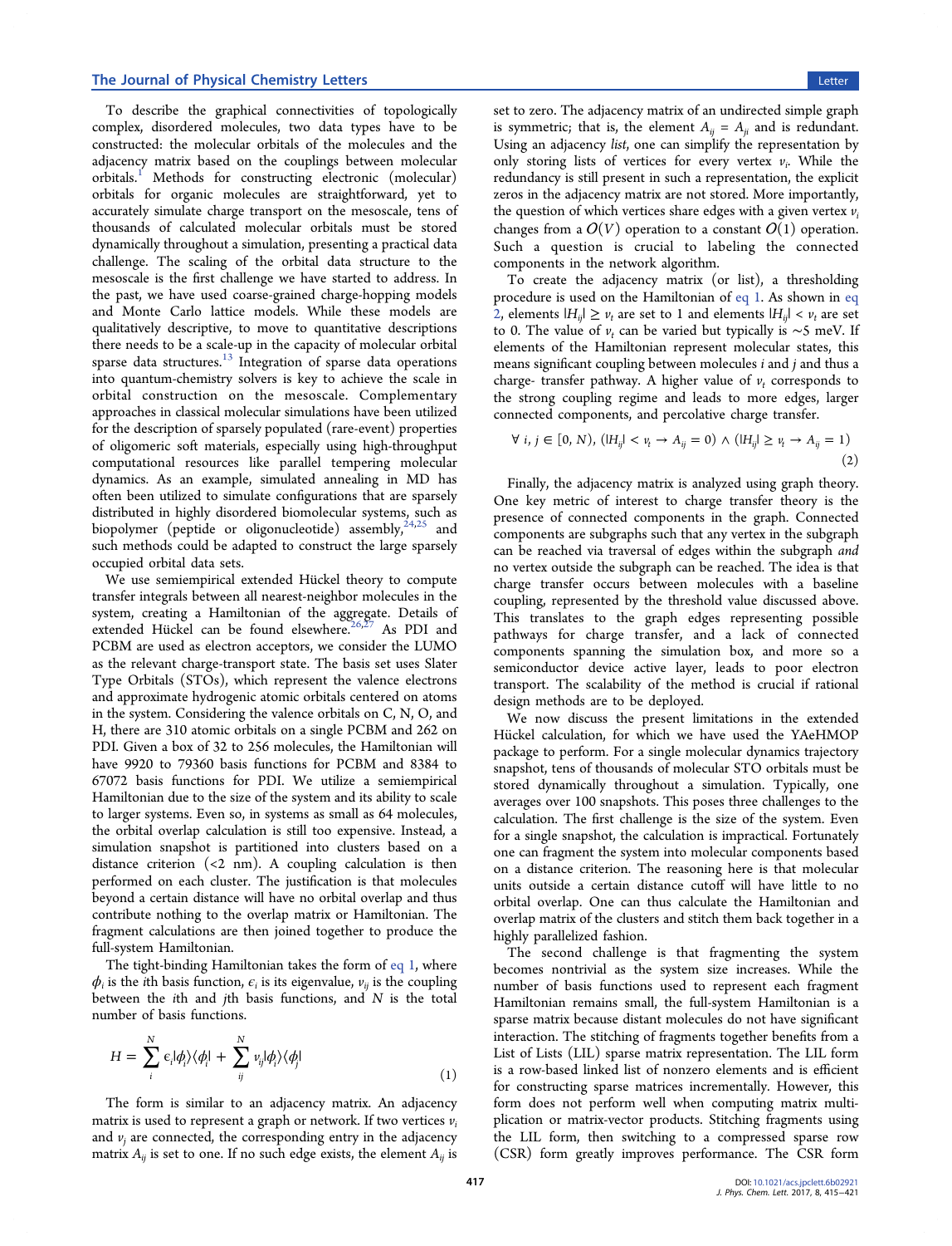To describe the graphical connectivities of topologically complex, disordered molecules, two data types have to be constructed: the molecular orbitals of the molecules and the adjacency matrix based on the couplings between molecular orbitals.[1] Methods for constructing electronic (molecular) orbitals for organic molecules are straightforward, yet to accurately simulate charge transport on the mesoscale, tens of thousands of calculated molecular orbitals must be stored dynamically throughout a simulation, presenting a practical data challenge. The scaling of the orbital data structure to the mesoscale is the first challenge we have started to address. In the past, we have used coarse-grained charge-hopping models and Monte Carlo lattice models. While these models are qualitatively descriptive, to move to quantitative descriptions there needs to be a scale-up in the capacity of molecular orbital sparse data structures.[13] Integration of sparse data operations into quantum-chemistry solvers is key to achieve the scale in orbital construction on the mesoscale. Complementary approaches in classical molecular simulations have been utilized for the description of sparsely populated (rare-event) properties of oligomeric soft materials, especially using high-throughput computational resources like parallel tempering molecular dynamics. As an example, simulated annealing in MD has often been utilized to simulate configurations that are sparsely distributed in highly disordered biomolecular systems, such as biopolymer (peptide or oligonucleotide) assembly,[24,25] and such methods could be adapted to construct the large sparsely occupied orbital data sets.

We use semiempirical extended Hückel theory to compute transfer integrals between all nearest-neighbor molecules in the system, creating a Hamiltonian of the aggregate. Details of extended Hückel can be found elsewhere.[26,27] As PDI and PCBM are used as electron acceptors, we consider the LUMO as the relevant charge-transport state. The basis set uses Slater Type Orbitals (STOs), which represent the valence electrons and approximate hydrogenic atomic orbitals centered on atoms in the system. Considering the valence orbitals on C, N, O, and H, there are 310 atomic orbitals on a single PCBM and 262 on PDI. Given a box of 32 to 256 molecules, the Hamiltonian will have 9920 to 79360 basis functions for PCBM and 8384 to 67072 basis functions for PDI. We utilize a semiempirical Hamiltonian due to the size of the system and its ability to scale to larger systems. Even so, in systems as small as 64 molecules, the orbital overlap calculation is still too expensive. Instead, a simulation snapshot is partitioned into clusters based on a distance criterion (<2 nm). A coupling calculation is then performed on each cluster. The justification is that molecules beyond a certain distance will have no orbital overlap and thus contribute nothing to the overlap matrix or Hamiltonian. The fragment calculations are then joined together to produce the full-system Hamiltonian.

The tight-binding Hamiltonian takes the form of eq 1, where $\phi_i$ is the $i$th basis function, $\epsilon_i$ is its eigenvalue, $v_{ij}$ is the coupling between the $i$th and $j$th basis functions, and $N$ is the total number of basis functions.

$$H = \sum_{i}^{N} \epsilon_i |\phi_i\rangle\langle\phi_i| + \sum_{ij}^{N} v_{ij} |\phi_i\rangle\langle\phi_j| \tag{1}$$

The form is similar to an adjacency matrix. An adjacency matrix is used to represent a graph or network. If two vertices $v_i$ and $v_j$ are connected, the corresponding entry in the adjacency matrix $A_{ij}$ is set to one. If no such edge exists, the element $A_{ij}$ is set to zero. The adjacency matrix of an undirected simple graph is symmetric; that is, the element $A_{ij} = A_{ji}$ and is redundant. Using an adjacency *list*, one can simplify the representation by only storing lists of vertices for every vertex $v_i$. While the redundancy is still present in such a representation, the explicit zeros in the adjacency matrix are not stored. More importantly, the question of which vertices share edges with a given vertex $v_i$ changes from a $O(V)$ operation to a constant $O(1)$ operation. Such a question is crucial to labeling the connected components in the network algorithm.

To create the adjacency matrix (or list), a thresholding procedure is used on the Hamiltonian of eq 1. As shown in eq 2, elements $|H_{ij}| \geq v_t$ are set to 1 and elements $|H_{ij}| < v_t$ are set to 0. The value of $v_t$ can be varied but typically is ∼5 meV. If elements of the Hamiltonian represent molecular states, this means significant coupling between molecules $i$ and $j$ and thus a charge- transfer pathway. A higher value of $v_t$ corresponds to the strong coupling regime and leads to more edges, larger connected components, and percolative charge transfer.

$$\forall\ i, j \in [0, N), (|H_{ij}| < v_t \rightarrow A_{ij} = 0) \wedge (|H_{ij}| \geq v_t \rightarrow A_{ij} = 1) \tag{2}$$

Finally, the adjacency matrix is analyzed using graph theory. One key metric of interest to charge transfer theory is the presence of connected components in the graph. Connected components are subgraphs such that any vertex in the subgraph can be reached via traversal of edges within the subgraph *and* no vertex outside the subgraph can be reached. The idea is that charge transfer occurs between molecules with a baseline coupling, represented by the threshold value discussed above. This translates to the graph edges representing possible pathways for charge transfer, and a lack of connected components spanning the simulation box, and more so a semiconductor device active layer, leads to poor electron transport. The scalability of the method is crucial if rational design methods are to be deployed.

We now discuss the present limitations in the extended Hückel calculation, for which we have used the YAeHMOP package to perform. For a single molecular dynamics trajectory snapshot, tens of thousands of molecular STO orbitals must be stored dynamically throughout a simulation. Typically, one averages over 100 snapshots. This poses three challenges to the calculation. The first challenge is the size of the system. Even for a single snapshot, the calculation is impractical. Fortunately one can fragment the system into molecular components based on a distance criterion. The reasoning here is that molecular units outside a certain distance cutoff will have little to no orbital overlap. One can thus calculate the Hamiltonian and overlap matrix of the clusters and stitch them back together in a highly parallelized fashion.

The second challenge is that fragmenting the system becomes nontrivial as the system size increases. While the number of basis functions used to represent each fragment Hamiltonian remains small, the full-system Hamiltonian is a sparse matrix because distant molecules do not have significant interaction. The stitching of fragments together benefits from a List of Lists (LIL) sparse matrix representation. The LIL form is a row-based linked list of nonzero elements and is efficient for constructing sparse matrices incrementally. However, this form does not perform well when computing matrix multiplication or matrix-vector products. Stitching fragments using the LIL form, then switching to a compressed sparse row (CSR) form greatly improves performance. The CSR form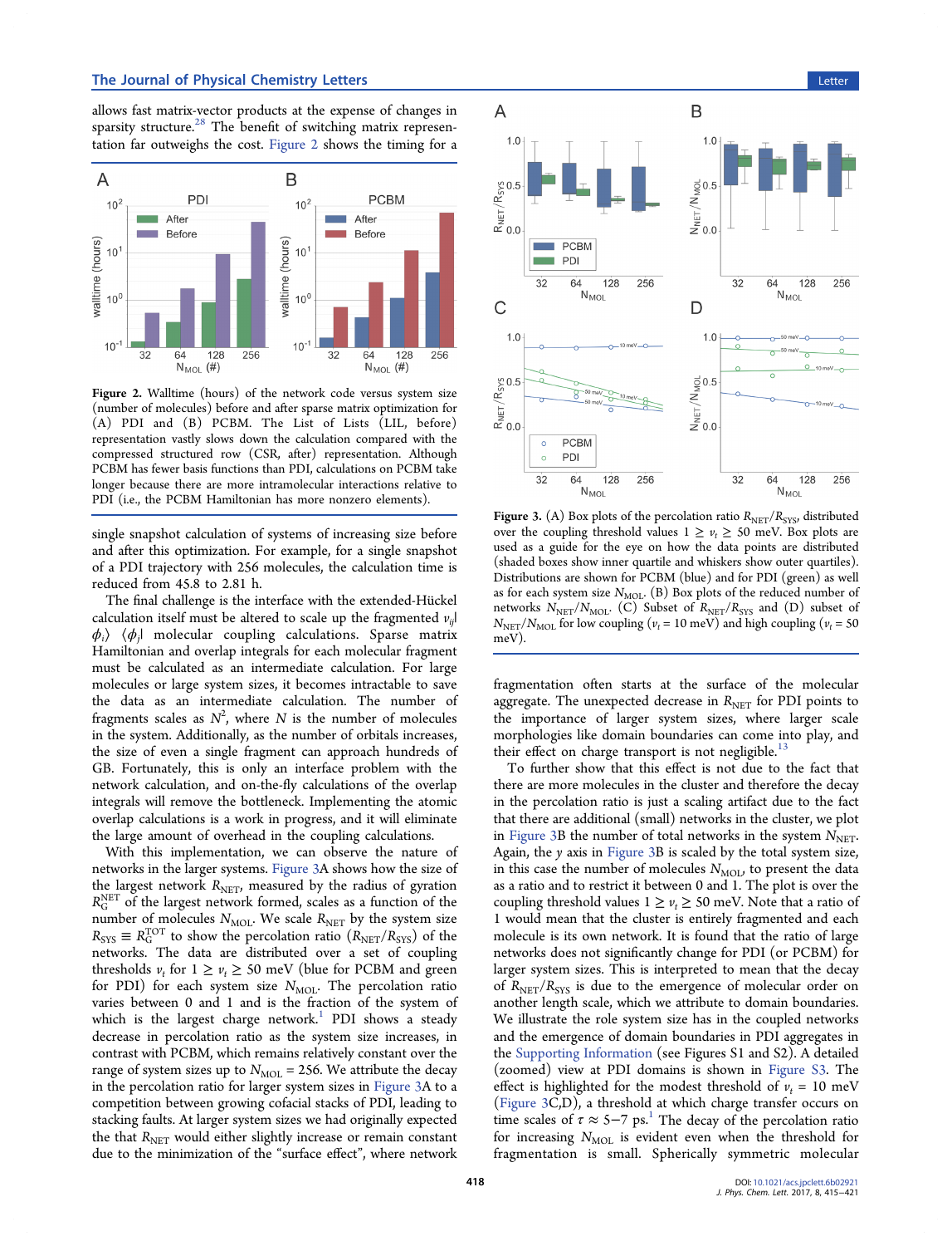allows fast matrix-vector products at the expense of changes in sparsity structure.[28] The benefit of switching matrix representation far outweighs the cost. Figure 2 shows the timing for a single snapshot calculation of systems of increasing size before and after this optimization. For example, for a single snapshot of a PDI trajectory with 256 molecules, the calculation time is reduced from 45.8 to 2.81 h.

Figure 2. Walltime (hours) of the network code versus system size (number of molecules) before and after sparse matrix optimization for (A) PDI and (B) PCBM. The List of Lists (LIL, before) representation vastly slows down the calculation compared with the compressed structured row (CSR, after) representation. Although PCBM has fewer basis functions than PDI, calculations on PCBM take longer because there are more intramolecular interactions relative to PDI (i.e., the PCBM Hamiltonian has more nonzero elements).

The final challenge is the interface with the extended-Hückel calculation itself must be altered to scale up the fragmented $v_{ij}|\phi_i\rangle\langle\phi_j|$ molecular coupling calculations. Sparse matrix Hamiltonian and overlap integrals for each molecular fragment must be calculated as an intermediate calculation. For large molecules or large system sizes, it becomes intractable to save the data as an intermediate calculation. The number of fragments scales as $N^2$, where $N$ is the number of molecules in the system. Additionally, as the number of orbitals increases, the size of even a single fragment can approach hundreds of GB. Fortunately, this is only an interface problem with the network calculation, and on-the-fly calculations of the overlap integrals will remove the bottleneck. Implementing the atomic overlap calculations is a work in progress, and it will eliminate the large amount of overhead in the coupling calculations.

With this implementation, we can observe the nature of networks in the larger systems. Figure 3A shows how the size of the largest network $R_{NET}$, measured by the radius of gyration $R_G^{NET}$ of the largest network formed, scales as a function of the number of molecules $N_{MOL}$. We scale $R_{NET}$ by the system size $R_{SYS} \equiv R_G^{TOT}$ to show the percolation ratio ($R_{NET}/R_{SYS}$) of the networks. The data are distributed over a set of coupling thresholds $v_t$ for $1 \geq v_t \geq 50$ meV (blue for PCBM and green for PDI) for each system size $N_{MOL}$. The percolation ratio varies between 0 and 1 and is the fraction of the system of which is the largest charge network.[1] PDI shows a steady decrease in percolation ratio as the system size increases, in contrast with PCBM, which remains relatively constant over the range of system sizes up to $N_{MOL}$ = 256. We attribute the decay in the percolation ratio for larger system sizes in Figure 3A to a competition between growing cofacial stacks of PDI, leading to stacking faults. At larger system sizes we had originally expected the that $R_{NET}$ would either slightly increase or remain constant due to the minimization of the "surface effect", where network

Figure 3. (A) Box plots of the percolation ratio $R_{NET}/R_{SYS}$, distributed over the coupling threshold values $1 \geq v_t \geq 50$ meV. Box plots are used as a guide for the eye on how the data points are distributed (shaded boxes show inner quartile and whiskers show outer quartiles). Distributions are shown for PCBM (blue) and for PDI (green) as well as for each system size $N_{MOL}$. (B) Box plots of the reduced number of networks $N_{NET}/N_{MOL}$. (C) Subset of $R_{NET}/R_{SYS}$ and (D) subset of $N_{NET}/N_{MOL}$ for low coupling ($v_t$ = 10 meV) and high coupling ($v_t$ = 50 meV).

fragmentation often starts at the surface of the molecular aggregate. The unexpected decrease in $R_{NET}$ for PDI points to the importance of larger system sizes, where larger scale morphologies like domain boundaries can come into play, and their effect on charge transport is not negligible.[13]

To further show that this effect is not due to the fact that there are more molecules in the cluster and therefore the decay in the percolation ratio is just a scaling artifact due to the fact that there are additional (small) networks in the cluster, we plot in Figure 3B the number of total networks in the system $N_{NET}$. Again, the $y$ axis in Figure 3B is scaled by the total system size, in this case the number of molecules $N_{MOL}$, to present the data as a ratio and to restrict it between 0 and 1. The plot is over the coupling threshold values $1 \geq v_t \geq 50$ meV. Note that a ratio of 1 would mean that the cluster is entirely fragmented and each molecule is its own network. It is found that the ratio of large networks does not significantly change for PDI (or PCBM) for larger system sizes. This is interpreted to mean that the decay of $R_{NET}/R_{SYS}$ is due to the emergence of molecular order on another length scale, which we attribute to domain boundaries. We illustrate the role system size has in the coupled networks and the emergence of domain boundaries in PDI aggregates in the Supporting Information (see Figures S1 and S2). A detailed (zoomed) view at PDI domains is shown in Figure S3. The effect is highlighted for the modest threshold of $v_t$ = 10 meV (Figure 3C,D), a threshold at which charge transfer occurs on time scales of $\tau \approx$ 5−7 ps.[1] The decay of the percolation ratio for increasing $N_{MOL}$ is evident even when the threshold for fragmentation is small. Spherically symmetric molecular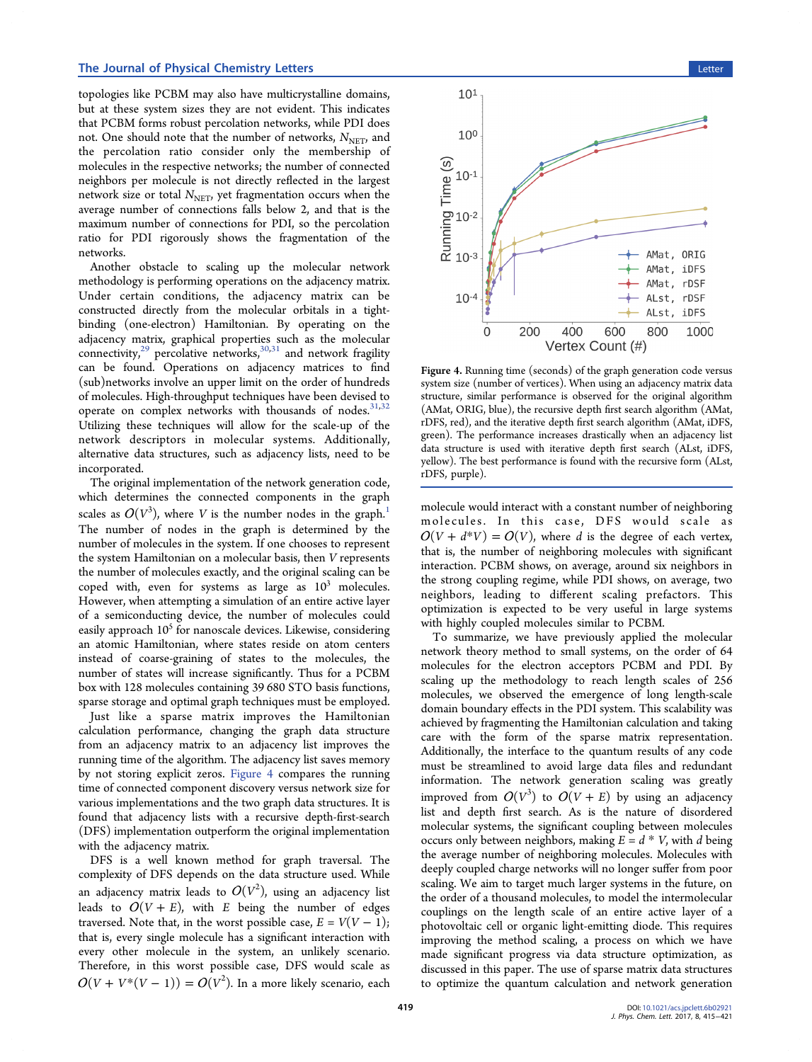topologies like PCBM may also have multicrystalline domains, but at these system sizes they are not evident. This indicates that PCBM forms robust percolation networks, while PDI does not. One should note that the number of networks, $N_{NET}$, and the percolation ratio consider only the membership of molecules in the respective networks; the number of connected neighbors per molecule is not directly reflected in the largest network size or total $N_{NET}$, yet fragmentation occurs when the average number of connections falls below 2, and that is the maximum number of connections for PDI, so the percolation ratio for PDI rigorously shows the fragmentation of the networks.

Another obstacle to scaling up the molecular network methodology is performing operations on the adjacency matrix. Under certain conditions, the adjacency matrix can be constructed directly from the molecular orbitals in a tight-binding (one-electron) Hamiltonian. By operating on the adjacency matrix, graphical properties such as the molecular connectivity,[29] percolative networks,[30,31] and network fragility can be found. Operations on adjacency matrices to find (sub)networks involve an upper limit on the order of hundreds of molecules. High-throughput techniques have been devised to operate on complex networks with thousands of nodes.[31,32] Utilizing these techniques will allow for the scale-up of the network descriptors in molecular systems. Additionally, alternative data structures, such as adjacency lists, need to be incorporated.

The original implementation of the network generation code, which determines the connected components in the graph scales as $O(V^3)$, where $V$ is the number nodes in the graph.[1] The number of nodes in the graph is determined by the number of molecules in the system. If one chooses to represent the system Hamiltonian on a molecular basis, then $V$ represents the number of molecules exactly, and the original scaling can be coped with, even for systems as large as $10^3$ molecules. However, when attempting a simulation of an entire active layer of a semiconducting device, the number of molecules could easily approach $10^5$ for nanoscale devices. Likewise, considering an atomic Hamiltonian, where states reside on atom centers instead of coarse-graining of states to the molecules, the number of states will increase significantly. Thus for a PCBM box with 128 molecules containing 39 680 STO basis functions, sparse storage and optimal graph techniques must be employed.

Just like a sparse matrix improves the Hamiltonian calculation performance, changing the graph data structure from an adjacency matrix to an adjacency list improves the running time of the algorithm. The adjacency list saves memory by not storing explicit zeros. Figure 4 compares the running time of connected component discovery versus network size for various implementations and the two graph data structures. It is found that adjacency lists with a recursive depth-first-search (DFS) implementation outperform the original implementation with the adjacency matrix.

DFS is a well known method for graph traversal. The complexity of DFS depends on the data structure used. While an adjacency matrix leads to $O(V^2)$, using an adjacency list leads to $O(V + E)$, with $E$ being the number of edges traversed. Note that, in the worst possible case, $E = V(V - 1)$; that is, every single molecule has a significant interaction with every other molecule in the system, an unlikely scenario. Therefore, in this worst possible case, DFS would scale as $O(V + V^*(V - 1)) = O(V^2)$. In a more likely scenario, each molecule would interact with a constant number of neighboring molecules. In this case, DFS would scale as $O(V + d^*V) = O(V)$, where $d$ is the degree of each vertex, that is, the number of neighboring molecules with significant interaction. PCBM shows, on average, around six neighbors in the strong coupling regime, while PDI shows, on average, two neighbors, leading to different scaling prefactors. This optimization is expected to be very useful in large systems with highly coupled molecules similar to PCBM.

Figure 4. Running time (seconds) of the graph generation code versus system size (number of vertices). When using an adjacency matrix data structure, similar performance is observed for the original algorithm (AMat, ORIG, blue), the recursive depth first search algorithm (AMat, rDFS, red), and the iterative depth first search algorithm (AMat, iDFS, green). The performance increases drastically when an adjacency list data structure is used with iterative depth first search (ALst, iDFS, yellow). The best performance is found with the recursive form (ALst, rDFS, purple).

To summarize, we have previously applied the molecular network theory method to small systems, on the order of 64 molecules for the electron acceptors PCBM and PDI. By scaling up the methodology to reach length scales of 256 molecules, we observed the emergence of long length-scale domain boundary effects in the PDI system. This scalability was achieved by fragmenting the Hamiltonian calculation and taking care with the form of the sparse matrix representation. Additionally, the interface to the quantum results of any code must be streamlined to avoid large data files and redundant information. The network generation scaling was greatly improved from $O(V^3)$ to $O(V + E)$ by using an adjacency list and depth first search. As is the nature of disordered molecular systems, the significant coupling between molecules occurs only between neighbors, making $E = d * V$, with $d$ being the average number of neighboring molecules. Molecules with deeply coupled charge networks will no longer suffer from poor scaling. We aim to target much larger systems in the future, on the order of a thousand molecules, to model the intermolecular couplings on the length scale of an entire active layer of a photovoltaic cell or organic light-emitting diode. This requires improving the method scaling, a process on which we have made significant progress via data structure optimization, as discussed in this paper. The use of sparse matrix data structures to optimize the quantum calculation and network generation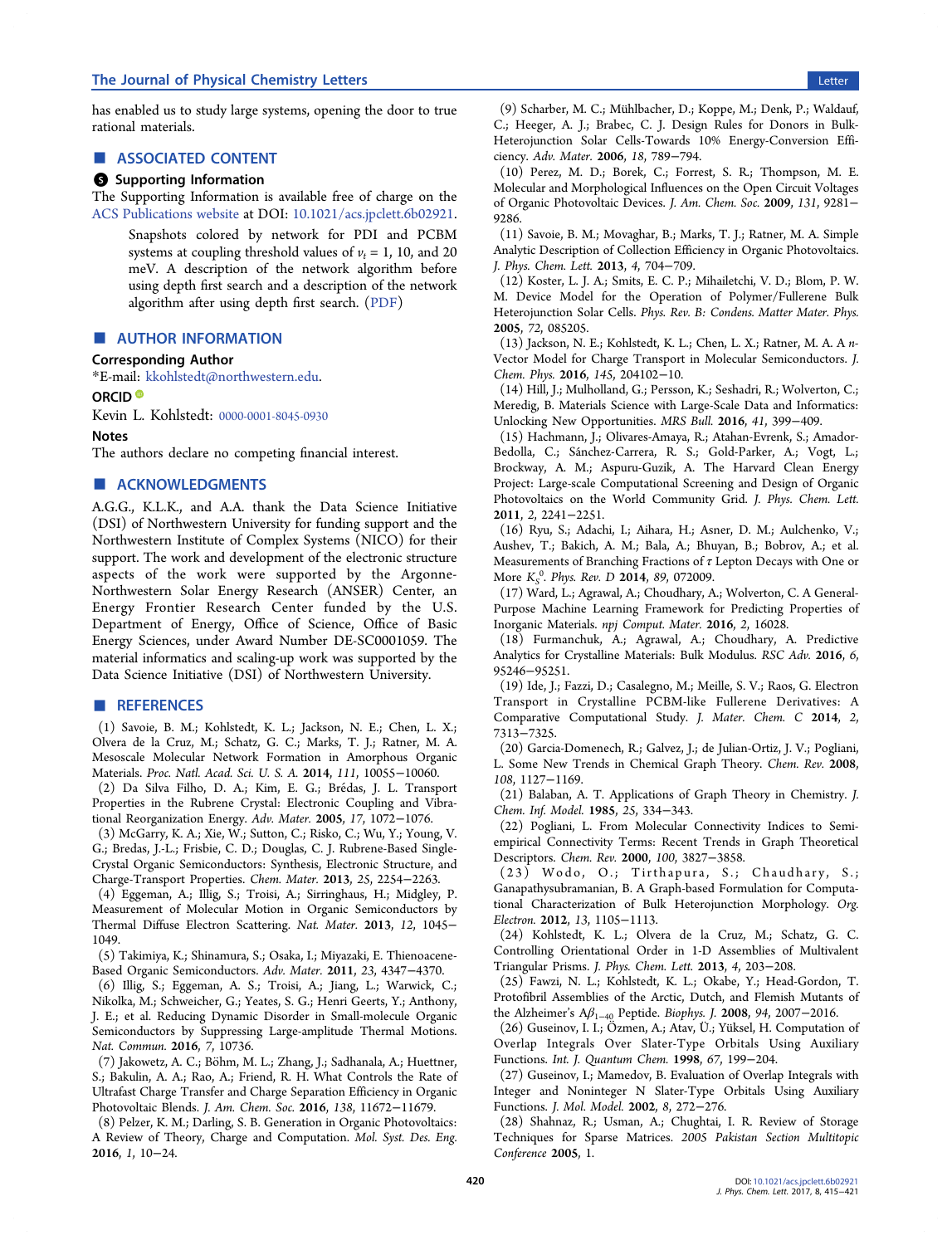has enabled us to study large systems, opening the door to true rational materials.

## ■ ASSOCIATED CONTENT

### Supporting Information

The Supporting Information is available free of charge on the ACS Publications website at DOI: 10.1021/acs.jpclett.6b02921.

> Snapshots colored by network for PDI and PCBM systems at coupling threshold values of $v_t$ = 1, 10, and 20 meV. A description of the network algorithm before using depth first search and a description of the network algorithm after using depth first search. (PDF)

## ■ AUTHOR INFORMATION

### Corresponding Author

*E-mail: kkohlstedt@northwestern.edu.

### ORCID

Kevin L. Kohlstedt: 0000-0001-8045-0930

### Notes

The authors declare no competing financial interest.

## ■ ACKNOWLEDGMENTS

A.G.G., K.L.K., and A.A. thank the Data Science Initiative (DSI) of Northwestern University for funding support and the Northwestern Institute of Complex Systems (NICO) for their support. The work and development of the electronic structure aspects of the work were supported by the Argonne-Northwestern Solar Energy Research (ANSER) Center, an Energy Frontier Research Center funded by the U.S. Department of Energy, Office of Science, Office of Basic Energy Sciences, under Award Number DE-SC0001059. The material informatics and scaling-up work was supported by the Data Science Initiative (DSI) of Northwestern University.

## ■ REFERENCES

(1) Savoie, B. M.; Kohlstedt, K. L.; Jackson, N. E.; Chen, L. X.; Olvera de la Cruz, M.; Schatz, G. C.; Marks, T. J.; Ratner, M. A. Mesoscale Molecular Network Formation in Amorphous Organic Materials. *Proc. Natl. Acad. Sci. U. S. A.* **2014**, *111*, 10055−10060.

(2) Da Silva Filho, D. A.; Kim, E. G.; Brédas, J. L. Transport Properties in the Rubrene Crystal: Electronic Coupling and Vibrational Reorganization Energy. *Adv. Mater.* **2005**, *17*, 1072−1076.

(3) McGarry, K. A.; Xie, W.; Sutton, C.; Risko, C.; Wu, Y.; Young, V. G.; Bredas, J.-L.; Frisbie, C. D.; Douglas, C. J. Rubrene-Based Single-Crystal Organic Semiconductors: Synthesis, Electronic Structure, and Charge-Transport Properties. *Chem. Mater.* **2013**, *25*, 2254−2263.

(4) Eggeman, A.; Illig, S.; Troisi, A.; Sirringhaus, H.; Midgley, P. Measurement of Molecular Motion in Organic Semiconductors by Thermal Diffuse Electron Scattering. *Nat. Mater.* **2013**, *12*, 1045−1049.

(5) Takimiya, K.; Shinamura, S.; Osaka, I.; Miyazaki, E. Thienoacene-Based Organic Semiconductors. *Adv. Mater.* **2011**, *23*, 4347−4370.

(6) Illig, S.; Eggeman, A. S.; Troisi, A.; Jiang, L.; Warwick, C.; Nikolka, M.; Schweicher, G.; Yeates, S. G.; Henri Geerts, Y.; Anthony, J. E.; et al. Reducing Dynamic Disorder in Small-molecule Organic Semiconductors by Suppressing Large-amplitude Thermal Motions. *Nat. Commun.* **2016**, *7*, 10736.

(7) Jakowetz, A. C.; Böhm, M. L.; Zhang, J.; Sadhanala, A.; Huettner, S.; Bakulin, A. A.; Rao, A.; Friend, R. H. What Controls the Rate of Ultrafast Charge Transfer and Charge Separation Efficiency in Organic Photovoltaic Blends. *J. Am. Chem. Soc.* **2016**, *138*, 11672−11679.

(8) Pelzer, K. M.; Darling, S. B. Generation in Organic Photovoltaics: A Review of Theory, Charge and Computation. *Mol. Syst. Des. Eng.* **2016**, *1*, 10−24.

(9) Scharber, M. C.; Mühlbacher, D.; Koppe, M.; Denk, P.; Waldauf, C.; Heeger, A. J.; Brabec, C. J. Design Rules for Donors in Bulk-Heterojunction Solar Cells-Towards 10% Energy-Conversion Efficiency. *Adv. Mater.* **2006**, *18*, 789−794.

(10) Perez, M. D.; Borek, C.; Forrest, S. R.; Thompson, M. E. Molecular and Morphological Influences on the Open Circuit Voltages of Organic Photovoltaic Devices. *J. Am. Chem. Soc.* **2009**, *131*, 9281−9286.

(11) Savoie, B. M.; Movaghar, B.; Marks, T. J.; Ratner, M. A. Simple Analytic Description of Collection Efficiency in Organic Photovoltaics. *J. Phys. Chem. Lett.* **2013**, *4*, 704−709.

(12) Koster, L. J. A.; Smits, E. C. P.; Mihailetchi, V. D.; Blom, P. W. M. Device Model for the Operation of Polymer/Fullerene Bulk Heterojunction Solar Cells. *Phys. Rev. B: Condens. Matter Mater. Phys.* **2005**, *72*, 085205.

(13) Jackson, N. E.; Kohlstedt, K. L.; Chen, L. X.; Ratner, M. A. A *n*-Vector Model for Charge Transport in Molecular Semiconductors. *J. Chem. Phys.* **2016**, *145*, 204102−10.

(14) Hill, J.; Mulholland, G.; Persson, K.; Seshadri, R.; Wolverton, C.; Meredig, B. Materials Science with Large-Scale Data and Informatics: Unlocking New Opportunities. *MRS Bull.* **2016**, *41*, 399−409.

(15) Hachmann, J.; Olivares-Amaya, R.; Atahan-Evrenk, S.; Amador-Bedolla, C.; Sánchez-Carrera, R. S.; Gold-Parker, A.; Vogt, L.; Brockway, A. M.; Aspuru-Guzik, A. The Harvard Clean Energy Project: Large-scale Computational Screening and Design of Organic Photovoltaics on the World Community Grid. *J. Phys. Chem. Lett.* **2011**, *2*, 2241−2251.

(16) Ryu, S.; Adachi, I.; Aihara, H.; Asner, D. M.; Aulchenko, V.; Aushev, T.; Bakich, A. M.; Bala, A.; Bhuyan, B.; Bobrov, A.; et al. Measurements of Branching Fractions of τ Lepton Decays with One or More $K_S^0$. *Phys. Rev. D* **2014**, *89*, 072009.

(17) Ward, L.; Agrawal, A.; Choudhary, A.; Wolverton, C. A General-Purpose Machine Learning Framework for Predicting Properties of Inorganic Materials. *npj Comput. Mater.* **2016**, *2*, 16028.

(18) Furmanchuk, A.; Agrawal, A.; Choudhary, A. Predictive Analytics for Crystalline Materials: Bulk Modulus. *RSC Adv.* **2016**, *6*, 95246−95251.

(19) Ide, J.; Fazzi, D.; Casalegno, M.; Meille, S. V.; Raos, G. Electron Transport in Crystalline PCBM-like Fullerene Derivatives: A Comparative Computational Study. *J. Mater. Chem. C* **2014**, *2*, 7313−7325.

(20) Garcia-Domenech, R.; Galvez, J.; de Julian-Ortiz, J. V.; Pogliani, L. Some New Trends in Chemical Graph Theory. *Chem. Rev.* **2008**, *108*, 1127−1169.

(21) Balaban, A. T. Applications of Graph Theory in Chemistry. *J. Chem. Inf. Model.* **1985**, *25*, 334−343.

(22) Pogliani, L. From Molecular Connectivity Indices to Semiempirical Connectivity Terms: Recent Trends in Graph Theoretical Descriptors. *Chem. Rev.* **2000**, *100*, 3827−3858.

(23) Wodo, O.; Tirthapura, S.; Chaudhary, S.; Ganapathysubramanian, B. A Graph-based Formulation for Computational Characterization of Bulk Heterojunction Morphology. *Org. Electron.* **2012**, *13*, 1105−1113.

(24) Kohlstedt, K. L.; Olvera de la Cruz, M.; Schatz, G. C. Controlling Orientational Order in 1-D Assemblies of Multivalent Triangular Prisms. *J. Phys. Chem. Lett.* **2013**, *4*, 203−208.

(25) Fawzi, N. L.; Kohlstedt, K. L.; Okabe, Y.; Head-Gordon, T. Protofibril Assemblies of the Arctic, Dutch, and Flemish Mutants of the Alzheimer's A$\beta_{1-40}$ Peptide. *Biophys. J.* **2008**, *94*, 2007−2016.

(26) Guseinov, I. I.; Özmen, A.; Atav, Ü.; Yüksel, H. Computation of Overlap Integrals Over Slater-Type Orbitals Using Auxiliary Functions. *Int. J. Quantum Chem.* **1998**, *67*, 199−204.

(27) Guseinov, I.; Mamedov, B. Evaluation of Overlap Integrals with Integer and Noninteger N Slater-Type Orbitals Using Auxiliary Functions. *J. Mol. Model.* **2002**, *8*, 272−276.

(28) Shahnaz, R.; Usman, A.; Chughtai, I. R. Review of Storage Techniques for Sparse Matrices. *2005 Pakistan Section Multitopic Conference* **2005**, 1.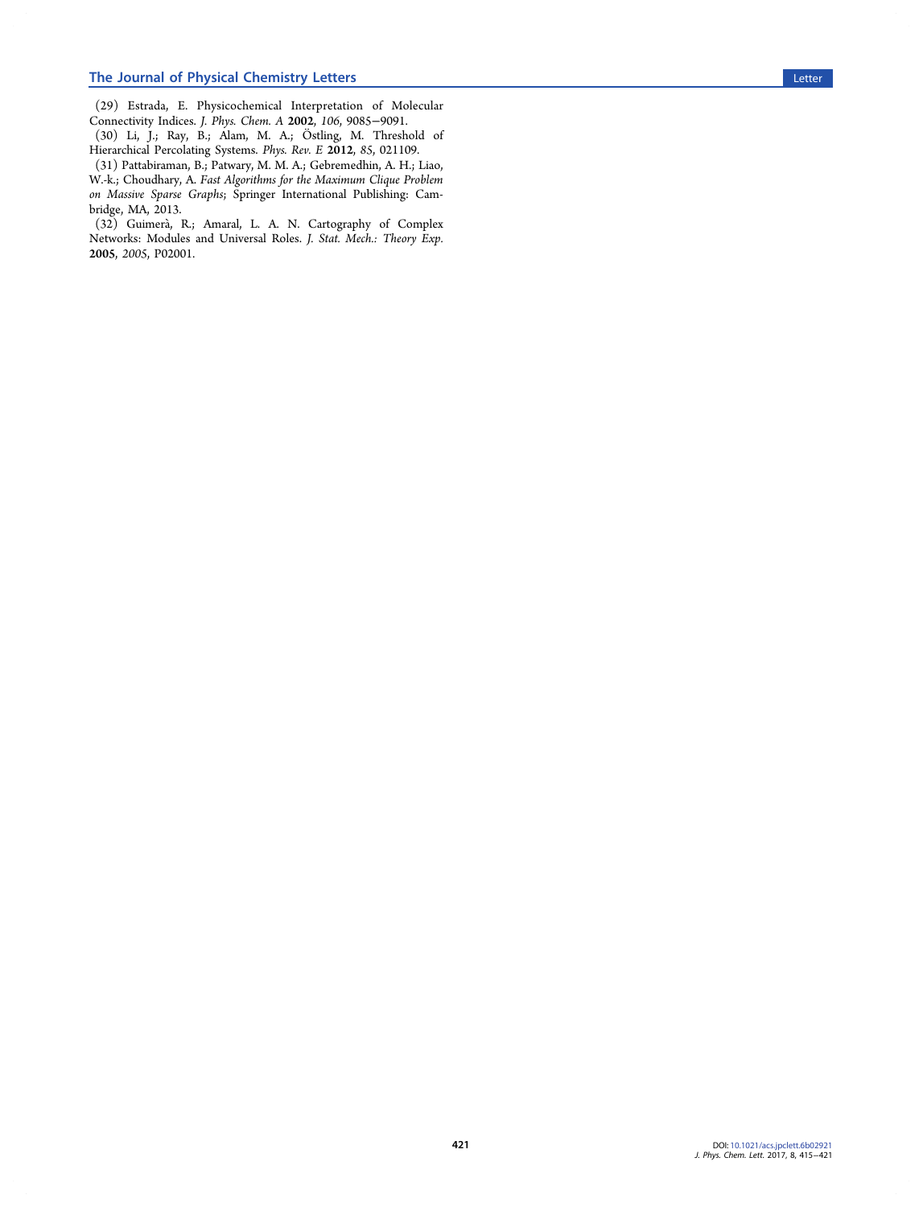(29) Estrada, E. Physicochemical Interpretation of Molecular Connectivity Indices. *J. Phys. Chem. A* **2002**, *106*, 9085−9091.

(30) Li, J.; Ray, B.; Alam, M. A.; Östling, M. Threshold of Hierarchical Percolating Systems. *Phys. Rev. E* **2012**, *85*, 021109.

(31) Pattabiraman, B.; Patwary, M. M. A.; Gebremedhin, A. H.; Liao, W.-k.; Choudhary, A. *Fast Algorithms for the Maximum Clique Problem on Massive Sparse Graphs*; Springer International Publishing: Cambridge, MA, 2013.

(32) Guimerà, R.; Amaral, L. A. N. Cartography of Complex Networks: Modules and Universal Roles. *J. Stat. Mech.: Theory Exp.* **2005**, *2005*, P02001.